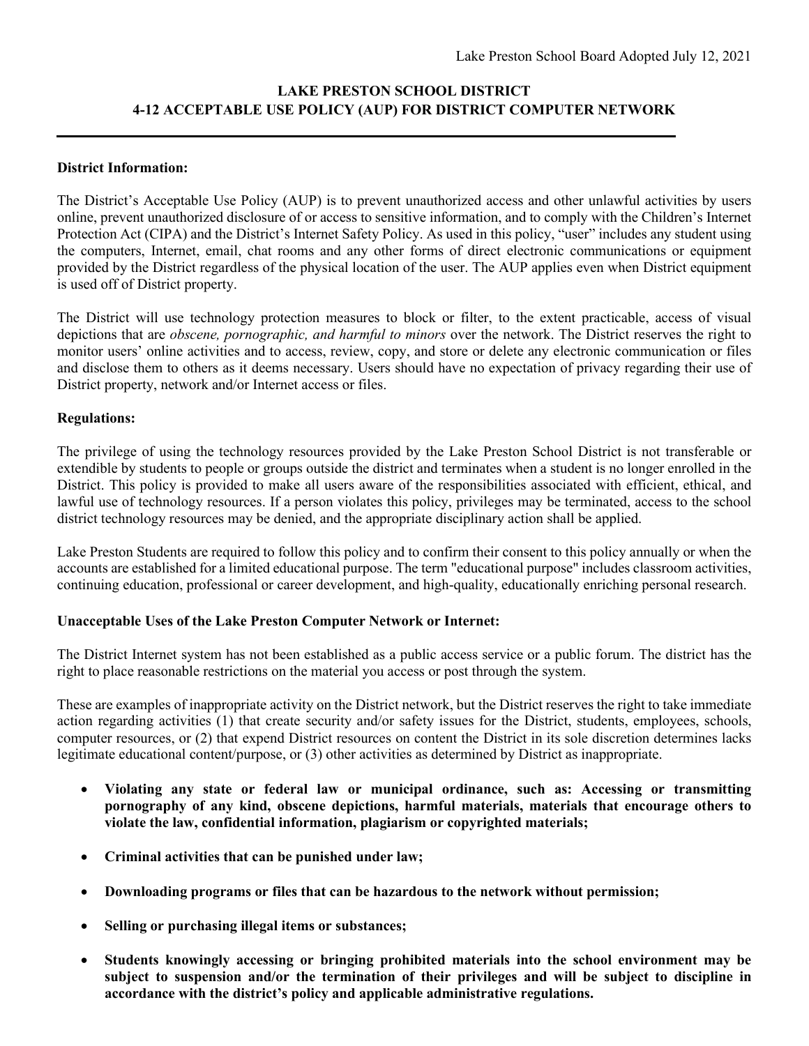Lake Preston School Board Adopted July 12, 2021

# LAKE PRESTON SCHOOL DISTRICT
# 4-12 ACCEPTABLE USE POLICY (AUP) FOR DISTRICT COMPUTER NETWORK

**District Information:**

The District's Acceptable Use Policy (AUP) is to prevent unauthorized access and other unlawful activities by users online, prevent unauthorized disclosure of or access to sensitive information, and to comply with the Children's Internet Protection Act (CIPA) and the District's Internet Safety Policy. As used in this policy, "user" includes any student using the computers, Internet, email, chat rooms and any other forms of direct electronic communications or equipment provided by the District regardless of the physical location of the user. The AUP applies even when District equipment is used off of District property.

The District will use technology protection measures to block or filter, to the extent practicable, access of visual depictions that are *obscene, pornographic, and harmful to minors* over the network. The District reserves the right to monitor users' online activities and to access, review, copy, and store or delete any electronic communication or files and disclose them to others as it deems necessary. Users should have no expectation of privacy regarding their use of District property, network and/or Internet access or files.

**Regulations:**

The privilege of using the technology resources provided by the Lake Preston School District is not transferable or extendible by students to people or groups outside the district and terminates when a student is no longer enrolled in the District. This policy is provided to make all users aware of the responsibilities associated with efficient, ethical, and lawful use of technology resources. If a person violates this policy, privileges may be terminated, access to the school district technology resources may be denied, and the appropriate disciplinary action shall be applied.

Lake Preston Students are required to follow this policy and to confirm their consent to this policy annually or when the accounts are established for a limited educational purpose. The term "educational purpose" includes classroom activities, continuing education, professional or career development, and high-quality, educationally enriching personal research.

**Unacceptable Uses of the Lake Preston Computer Network or Internet:**

The District Internet system has not been established as a public access service or a public forum. The district has the right to place reasonable restrictions on the material you access or post through the system.

These are examples of inappropriate activity on the District network, but the District reserves the right to take immediate action regarding activities (1) that create security and/or safety issues for the District, students, employees, schools, computer resources, or (2) that expend District resources on content the District in its sole discretion determines lacks legitimate educational content/purpose, or (3) other activities as determined by District as inappropriate.

- **Violating any state or federal law or municipal ordinance, such as: Accessing or transmitting pornography of any kind, obscene depictions, harmful materials, materials that encourage others to violate the law, confidential information, plagiarism or copyrighted materials;**
- **Criminal activities that can be punished under law;**
- **Downloading programs or files that can be hazardous to the network without permission;**
- **Selling or purchasing illegal items or substances;**
- **Students knowingly accessing or bringing prohibited materials into the school environment may be subject to suspension and/or the termination of their privileges and will be subject to discipline in accordance with the district's policy and applicable administrative regulations.**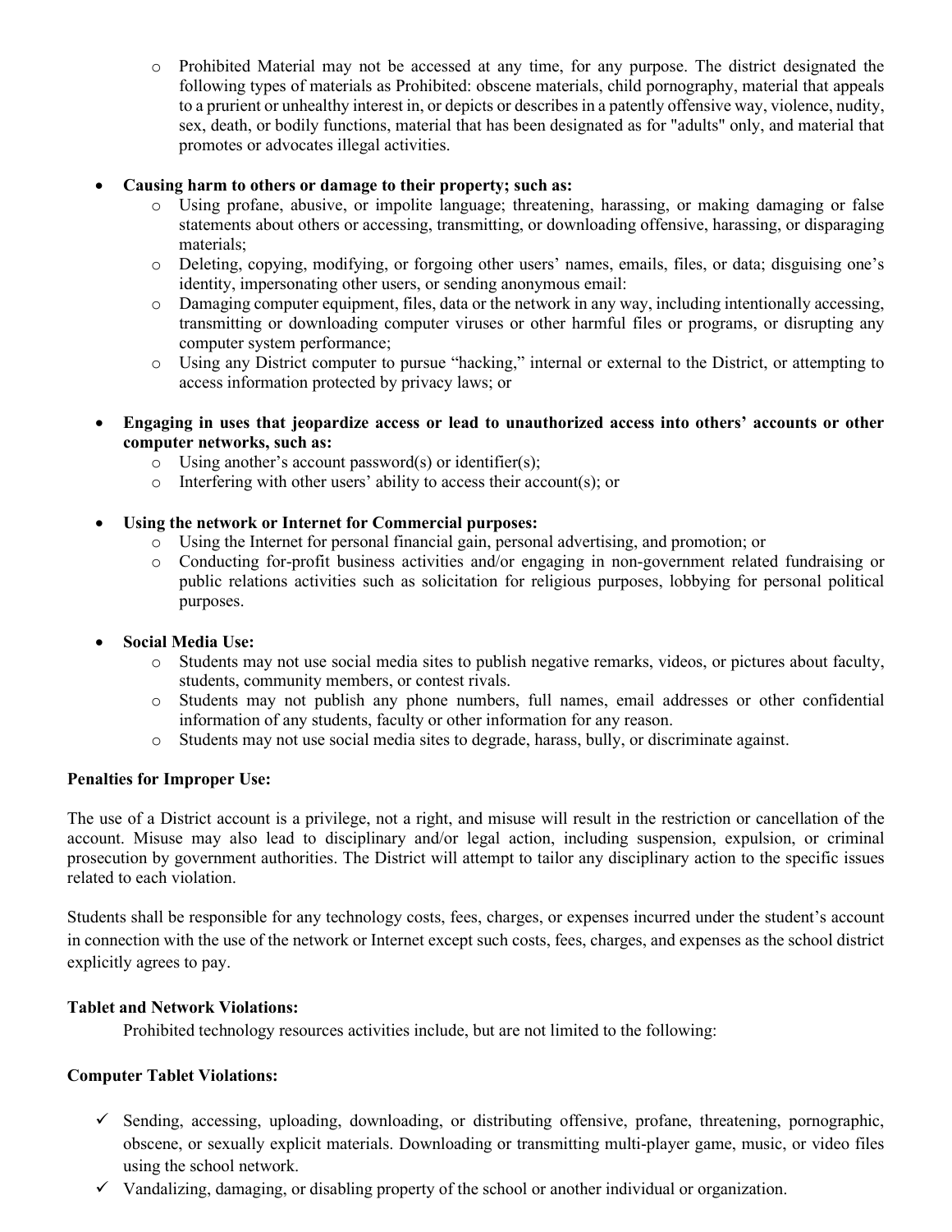- Prohibited Material may not be accessed at any time, for any purpose. The district designated the following types of materials as Prohibited: obscene materials, child pornography, material that appeals to a prurient or unhealthy interest in, or depicts or describes in a patently offensive way, violence, nudity, sex, death, or bodily functions, material that has been designated as for "adults" only, and material that promotes or advocates illegal activities.

- **Causing harm to others or damage to their property; such as:**
  - Using profane, abusive, or impolite language; threatening, harassing, or making damaging or false statements about others or accessing, transmitting, or downloading offensive, harassing, or disparaging materials;
  - Deleting, copying, modifying, or forgoing other users' names, emails, files, or data; disguising one's identity, impersonating other users, or sending anonymous email:
  - Damaging computer equipment, files, data or the network in any way, including intentionally accessing, transmitting or downloading computer viruses or other harmful files or programs, or disrupting any computer system performance;
  - Using any District computer to pursue "hacking," internal or external to the District, or attempting to access information protected by privacy laws; or

- **Engaging in uses that jeopardize access or lead to unauthorized access into others' accounts or other computer networks, such as:**
  - Using another's account password(s) or identifier(s);
  - Interfering with other users' ability to access their account(s); or

- **Using the network or Internet for Commercial purposes:**
  - Using the Internet for personal financial gain, personal advertising, and promotion; or
  - Conducting for-profit business activities and/or engaging in non-government related fundraising or public relations activities such as solicitation for religious purposes, lobbying for personal political purposes.

- **Social Media Use:**
  - Students may not use social media sites to publish negative remarks, videos, or pictures about faculty, students, community members, or contest rivals.
  - Students may not publish any phone numbers, full names, email addresses or other confidential information of any students, faculty or other information for any reason.
  - Students may not use social media sites to degrade, harass, bully, or discriminate against.

**Penalties for Improper Use:**

The use of a District account is a privilege, not a right, and misuse will result in the restriction or cancellation of the account. Misuse may also lead to disciplinary and/or legal action, including suspension, expulsion, or criminal prosecution by government authorities. The District will attempt to tailor any disciplinary action to the specific issues related to each violation.

Students shall be responsible for any technology costs, fees, charges, or expenses incurred under the student's account in connection with the use of the network or Internet except such costs, fees, charges, and expenses as the school district explicitly agrees to pay.

**Tablet and Network Violations:**

Prohibited technology resources activities include, but are not limited to the following:

**Computer Tablet Violations:**

- ✓ Sending, accessing, uploading, downloading, or distributing offensive, profane, threatening, pornographic, obscene, or sexually explicit materials. Downloading or transmitting multi-player game, music, or video files using the school network.
- ✓ Vandalizing, damaging, or disabling property of the school or another individual or organization.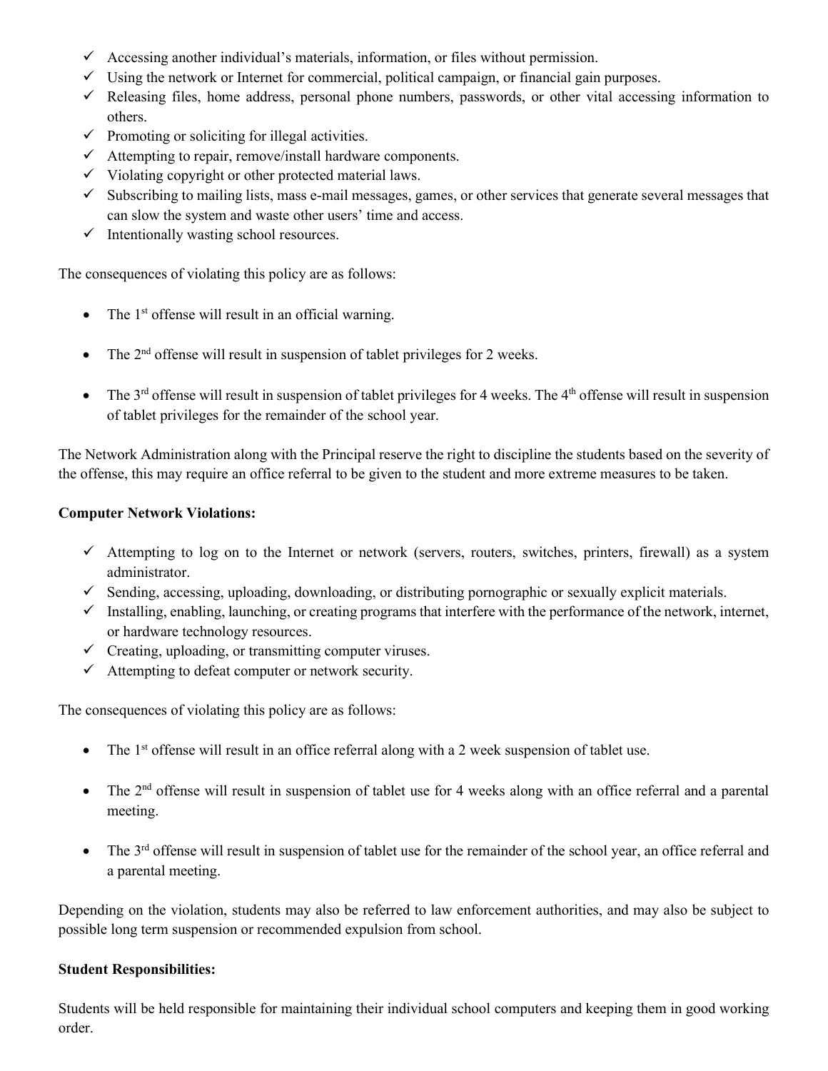- ✓ Accessing another individual's materials, information, or files without permission.
- ✓ Using the network or Internet for commercial, political campaign, or financial gain purposes.
- ✓ Releasing files, home address, personal phone numbers, passwords, or other vital accessing information to others.
- ✓ Promoting or soliciting for illegal activities.
- ✓ Attempting to repair, remove/install hardware components.
- ✓ Violating copyright or other protected material laws.
- ✓ Subscribing to mailing lists, mass e-mail messages, games, or other services that generate several messages that can slow the system and waste other users' time and access.
- ✓ Intentionally wasting school resources.

The consequences of violating this policy are as follows:

- The 1st offense will result in an official warning.
- The 2nd offense will result in suspension of tablet privileges for 2 weeks.
- The 3rd offense will result in suspension of tablet privileges for 4 weeks. The 4th offense will result in suspension of tablet privileges for the remainder of the school year.

The Network Administration along with the Principal reserve the right to discipline the students based on the severity of the offense, this may require an office referral to be given to the student and more extreme measures to be taken.

**Computer Network Violations:**

- ✓ Attempting to log on to the Internet or network (servers, routers, switches, printers, firewall) as a system administrator.
- ✓ Sending, accessing, uploading, downloading, or distributing pornographic or sexually explicit materials.
- ✓ Installing, enabling, launching, or creating programs that interfere with the performance of the network, internet, or hardware technology resources.
- ✓ Creating, uploading, or transmitting computer viruses.
- ✓ Attempting to defeat computer or network security.

The consequences of violating this policy are as follows:

- The 1st offense will result in an office referral along with a 2 week suspension of tablet use.
- The 2nd offense will result in suspension of tablet use for 4 weeks along with an office referral and a parental meeting.
- The 3rd offense will result in suspension of tablet use for the remainder of the school year, an office referral and a parental meeting.

Depending on the violation, students may also be referred to law enforcement authorities, and may also be subject to possible long term suspension or recommended expulsion from school.

**Student Responsibilities:**

Students will be held responsible for maintaining their individual school computers and keeping them in good working order.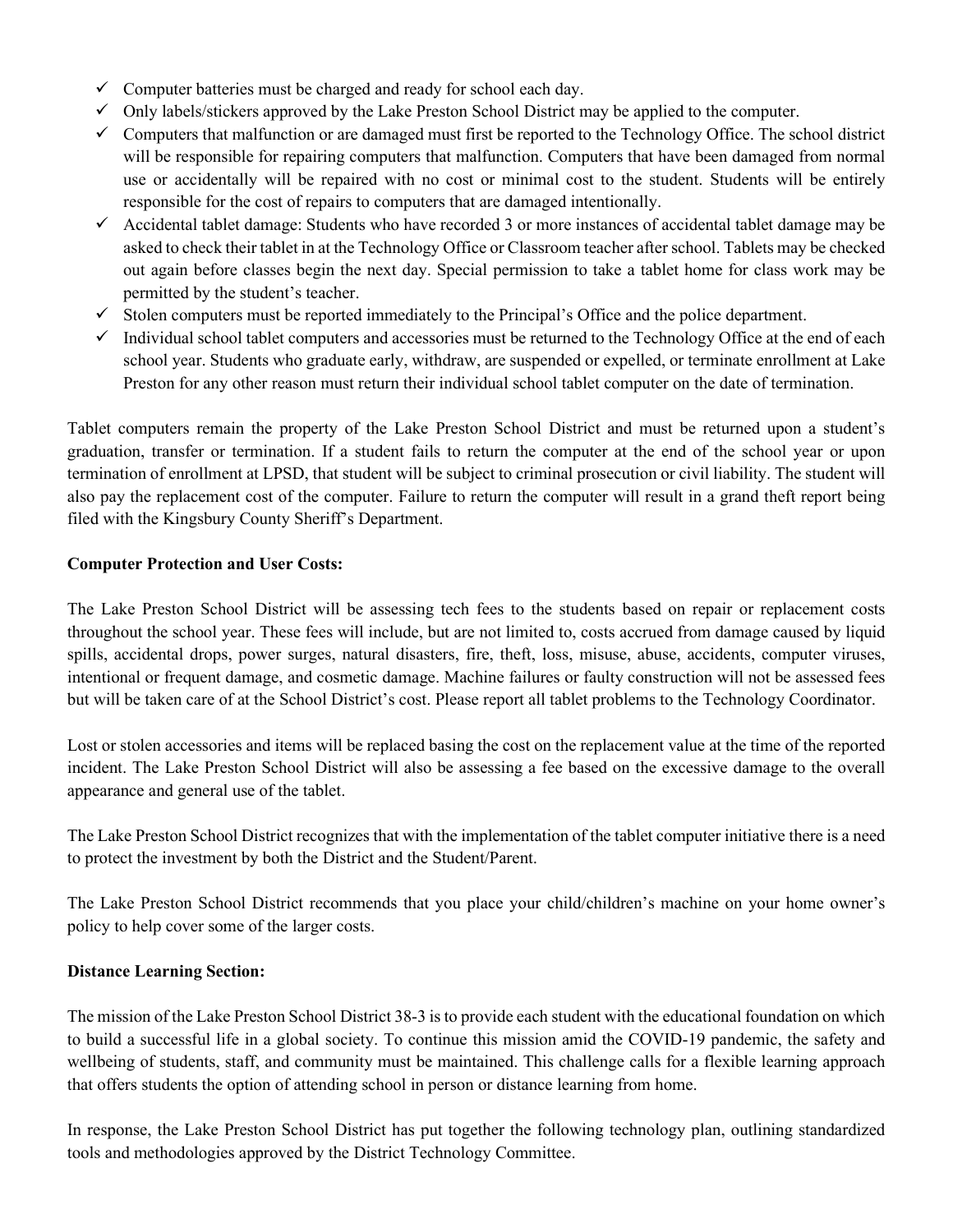- ✓ Computer batteries must be charged and ready for school each day.
- ✓ Only labels/stickers approved by the Lake Preston School District may be applied to the computer.
- ✓ Computers that malfunction or are damaged must first be reported to the Technology Office. The school district will be responsible for repairing computers that malfunction. Computers that have been damaged from normal use or accidentally will be repaired with no cost or minimal cost to the student. Students will be entirely responsible for the cost of repairs to computers that are damaged intentionally.
- ✓ Accidental tablet damage: Students who have recorded 3 or more instances of accidental tablet damage may be asked to check their tablet in at the Technology Office or Classroom teacher after school. Tablets may be checked out again before classes begin the next day. Special permission to take a tablet home for class work may be permitted by the student's teacher.
- ✓ Stolen computers must be reported immediately to the Principal's Office and the police department.
- ✓ Individual school tablet computers and accessories must be returned to the Technology Office at the end of each school year. Students who graduate early, withdraw, are suspended or expelled, or terminate enrollment at Lake Preston for any other reason must return their individual school tablet computer on the date of termination.

Tablet computers remain the property of the Lake Preston School District and must be returned upon a student's graduation, transfer or termination. If a student fails to return the computer at the end of the school year or upon termination of enrollment at LPSD, that student will be subject to criminal prosecution or civil liability. The student will also pay the replacement cost of the computer. Failure to return the computer will result in a grand theft report being filed with the Kingsbury County Sheriff's Department.

**Computer Protection and User Costs:**

The Lake Preston School District will be assessing tech fees to the students based on repair or replacement costs throughout the school year. These fees will include, but are not limited to, costs accrued from damage caused by liquid spills, accidental drops, power surges, natural disasters, fire, theft, loss, misuse, abuse, accidents, computer viruses, intentional or frequent damage, and cosmetic damage. Machine failures or faulty construction will not be assessed fees but will be taken care of at the School District's cost. Please report all tablet problems to the Technology Coordinator.

Lost or stolen accessories and items will be replaced basing the cost on the replacement value at the time of the reported incident. The Lake Preston School District will also be assessing a fee based on the excessive damage to the overall appearance and general use of the tablet.

The Lake Preston School District recognizes that with the implementation of the tablet computer initiative there is a need to protect the investment by both the District and the Student/Parent.

The Lake Preston School District recommends that you place your child/children's machine on your home owner's policy to help cover some of the larger costs.

**Distance Learning Section:**

The mission of the Lake Preston School District 38-3 is to provide each student with the educational foundation on which to build a successful life in a global society. To continue this mission amid the COVID-19 pandemic, the safety and wellbeing of students, staff, and community must be maintained. This challenge calls for a flexible learning approach that offers students the option of attending school in person or distance learning from home.

In response, the Lake Preston School District has put together the following technology plan, outlining standardized tools and methodologies approved by the District Technology Committee.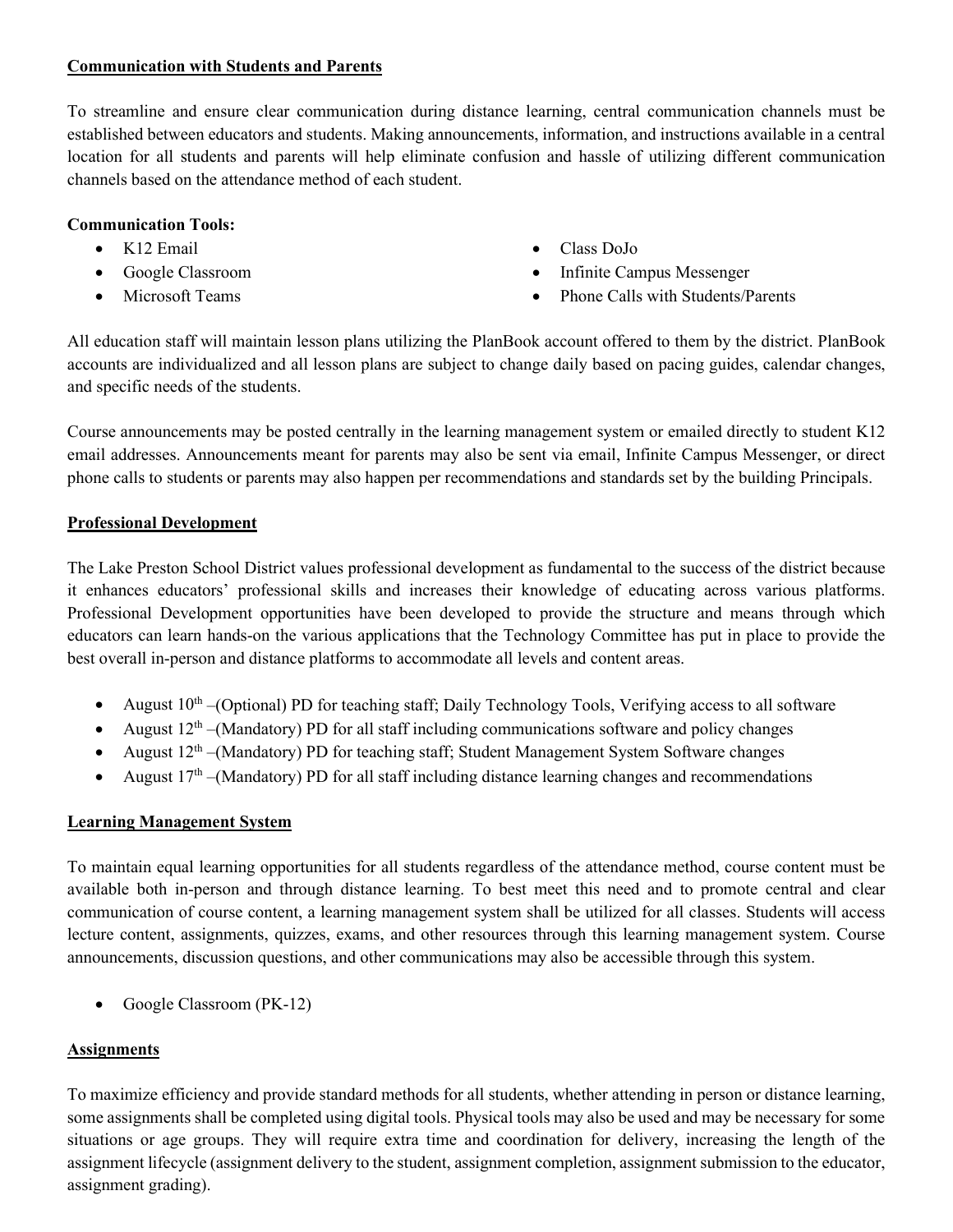## **Communication with Students and Parents**

To streamline and ensure clear communication during distance learning, central communication channels must be established between educators and students. Making announcements, information, and instructions available in a central location for all students and parents will help eliminate confusion and hassle of utilizing different communication channels based on the attendance method of each student.

**Communication Tools:**

- K12 Email
- Google Classroom
- Microsoft Teams
- Class DoJo
- Infinite Campus Messenger
- Phone Calls with Students/Parents

All education staff will maintain lesson plans utilizing the PlanBook account offered to them by the district. PlanBook accounts are individualized and all lesson plans are subject to change daily based on pacing guides, calendar changes, and specific needs of the students.

Course announcements may be posted centrally in the learning management system or emailed directly to student K12 email addresses. Announcements meant for parents may also be sent via email, Infinite Campus Messenger, or direct phone calls to students or parents may also happen per recommendations and standards set by the building Principals.

## **Professional Development**

The Lake Preston School District values professional development as fundamental to the success of the district because it enhances educators' professional skills and increases their knowledge of educating across various platforms. Professional Development opportunities have been developed to provide the structure and means through which educators can learn hands-on the various applications that the Technology Committee has put in place to provide the best overall in-person and distance platforms to accommodate all levels and content areas.

- August 10th –(Optional) PD for teaching staff; Daily Technology Tools, Verifying access to all software
- August 12th –(Mandatory) PD for all staff including communications software and policy changes
- August 12th –(Mandatory) PD for teaching staff; Student Management System Software changes
- August 17th –(Mandatory) PD for all staff including distance learning changes and recommendations

## **Learning Management System**

To maintain equal learning opportunities for all students regardless of the attendance method, course content must be available both in-person and through distance learning. To best meet this need and to promote central and clear communication of course content, a learning management system shall be utilized for all classes. Students will access lecture content, assignments, quizzes, exams, and other resources through this learning management system. Course announcements, discussion questions, and other communications may also be accessible through this system.

- Google Classroom (PK-12)

## **Assignments**

To maximize efficiency and provide standard methods for all students, whether attending in person or distance learning, some assignments shall be completed using digital tools. Physical tools may also be used and may be necessary for some situations or age groups. They will require extra time and coordination for delivery, increasing the length of the assignment lifecycle (assignment delivery to the student, assignment completion, assignment submission to the educator, assignment grading).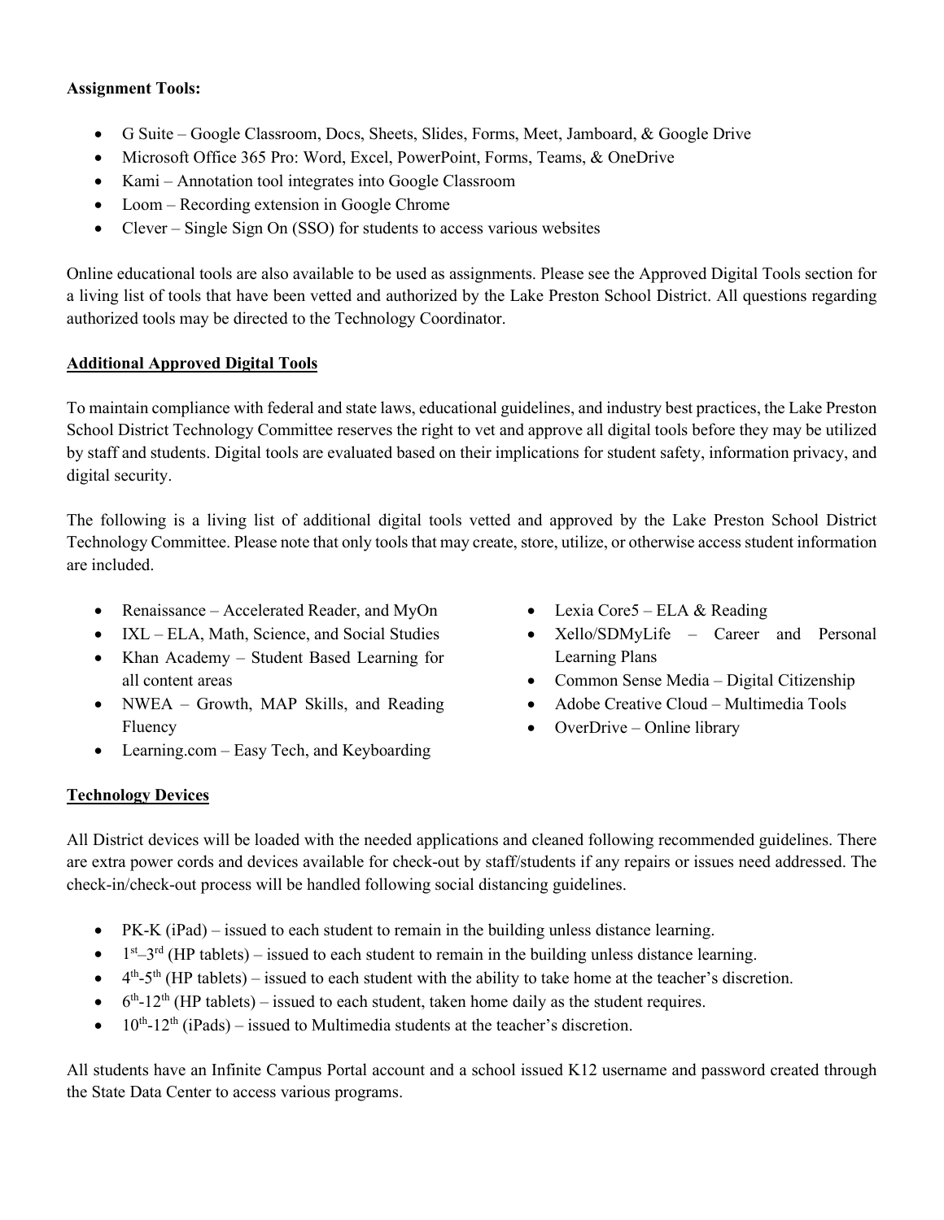**Assignment Tools:**

- G Suite – Google Classroom, Docs, Sheets, Slides, Forms, Meet, Jamboard, & Google Drive
- Microsoft Office 365 Pro: Word, Excel, PowerPoint, Forms, Teams, & OneDrive
- Kami – Annotation tool integrates into Google Classroom
- Loom – Recording extension in Google Chrome
- Clever – Single Sign On (SSO) for students to access various websites

Online educational tools are also available to be used as assignments. Please see the Approved Digital Tools section for a living list of tools that have been vetted and authorized by the Lake Preston School District. All questions regarding authorized tools may be directed to the Technology Coordinator.

**Additional Approved Digital Tools**

To maintain compliance with federal and state laws, educational guidelines, and industry best practices, the Lake Preston School District Technology Committee reserves the right to vet and approve all digital tools before they may be utilized by staff and students. Digital tools are evaluated based on their implications for student safety, information privacy, and digital security.

The following is a living list of additional digital tools vetted and approved by the Lake Preston School District Technology Committee. Please note that only tools that may create, store, utilize, or otherwise access student information are included.

- Renaissance – Accelerated Reader, and MyOn
- IXL – ELA, Math, Science, and Social Studies
- Khan Academy – Student Based Learning for all content areas
- NWEA – Growth, MAP Skills, and Reading Fluency
- Learning.com – Easy Tech, and Keyboarding
- Lexia Core5 – ELA & Reading
- Xello/SDMyLife – Career and Personal Learning Plans
- Common Sense Media – Digital Citizenship
- Adobe Creative Cloud – Multimedia Tools
- OverDrive – Online library

**Technology Devices**

All District devices will be loaded with the needed applications and cleaned following recommended guidelines. There are extra power cords and devices available for check-out by staff/students if any repairs or issues need addressed. The check-in/check-out process will be handled following social distancing guidelines.

- PK-K (iPad) – issued to each student to remain in the building unless distance learning.
- 1st–3rd (HP tablets) – issued to each student to remain in the building unless distance learning.
- 4th-5th (HP tablets) – issued to each student with the ability to take home at the teacher's discretion.
- 6th-12th (HP tablets) – issued to each student, taken home daily as the student requires.
- 10th-12th (iPads) – issued to Multimedia students at the teacher's discretion.

All students have an Infinite Campus Portal account and a school issued K12 username and password created through the State Data Center to access various programs.